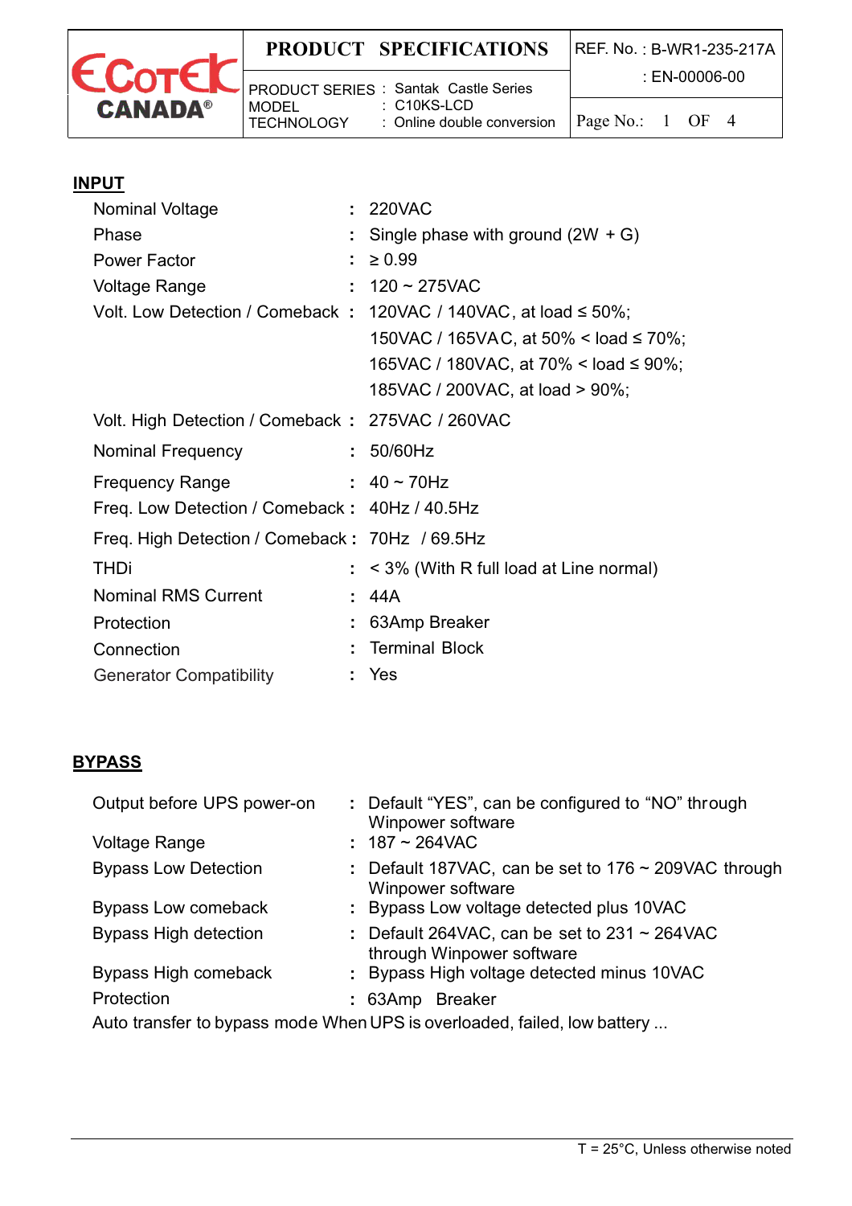| ECoTEK CANADA® | PRODUCT SPECIFICATIONS | REF. No. : B-WR1-235-217A : EN-00006-00 |
|---|---|---|
| | PRODUCT SERIES : Santak Castle Series<br>MODEL : C10KS-LCD<br>TECHNOLOGY : Online double conversion | |

## INPUT

| | | |
|---|---|---|
| Nominal Voltage | : | 220VAC |
| Phase | : | Single phase with ground (2W + G) |
| Power Factor | : | ≥ 0.99 |
| Voltage Range | : | 120 ~ 275VAC |
| Volt. Low Detection / Comeback | : | 120VAC / 140VAC, at load ≤ 50%;<br>150VAC / 165VAC, at 50% < load ≤ 70%;<br>165VAC / 180VAC, at 70% < load ≤ 90%;<br>185VAC / 200VAC, at load > 90%; |
| Volt. High Detection / Comeback | : | 275VAC / 260VAC |
| Nominal Frequency | : | 50/60Hz |
| Frequency Range | : | 40 ~ 70Hz |
| Freq. Low Detection / Comeback | : | 40Hz / 40.5Hz |
| Freq. High Detection / Comeback | : | 70Hz / 69.5Hz |
| THDi | : | < 3% (With R full load at Line normal) |
| Nominal RMS Current | : | 44A |
| Protection | : | 63Amp Breaker |
| Connection | : | Terminal Block |
| Generator Compatibility | : | Yes |

## BYPASS

| | | |
|---|---|---|
| Output before UPS power-on | : | Default "YES", can be configured to "NO" through Winpower software |
| Voltage Range | : | 187 ~ 264VAC |
| Bypass Low Detection | : | Default 187VAC, can be set to 176 ~ 209VAC through Winpower software |
| Bypass Low comeback | : | Bypass Low voltage detected plus 10VAC |
| Bypass High detection | : | Default 264VAC, can be set to 231 ~ 264VAC through Winpower software |
| Bypass High comeback | : | Bypass High voltage detected minus 10VAC |
| Protection | : | 63Amp Breaker |

Auto transfer to bypass mode When UPS is overloaded, failed, low battery ...

T = 25°C, Unless otherwise noted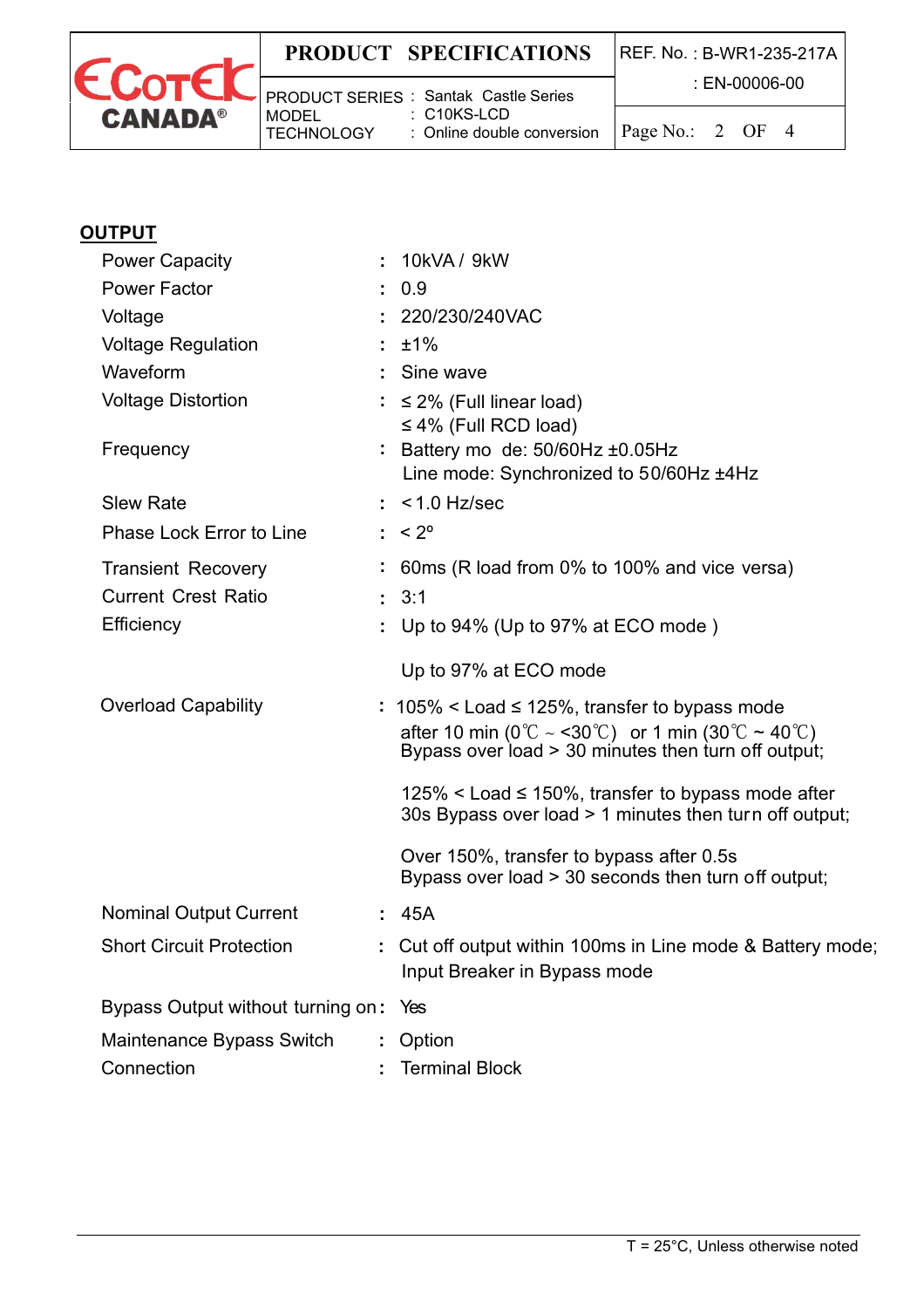## OUTPUT

| | | |
|---|---|---|
| Power Capacity | : | 10kVA / 9kW |
| Power Factor | : | 0.9 |
| Voltage | : | 220/230/240VAC |
| Voltage Regulation | : | ±1% |
| Waveform | : | Sine wave |
| Voltage Distortion | : | ≤ 2% (Full linear load)<br>≤ 4% (Full RCD load) |
| Frequency | : | Battery mo de: 50/60Hz ±0.05Hz<br>Line mode: Synchronized to 50/60Hz ±4Hz |
| Slew Rate | : | < 1.0 Hz/sec |
| Phase Lock Error to Line | : | < 2º |
| Transient Recovery | : | 60ms (R load from 0% to 100% and vice versa) |
| Current Crest Ratio | : | 3:1 |
| Efficiency | : | Up to 94% (Up to 97% at ECO mode )<br><br>Up to 97% at ECO mode |
| Overload Capability | : | 105% < Load ≤ 125%, transfer to bypass mode after 10 min (0℃ ~ <30℃) or 1 min (30℃ ~ 40℃) Bypass over load > 30 minutes then turn off output;<br><br>125% < Load ≤ 150%, transfer to bypass mode after 30s Bypass over load > 1 minutes then turn off output;<br><br>Over 150%, transfer to bypass after 0.5s Bypass over load > 30 seconds then turn off output; |
| Nominal Output Current | : | 45A |
| Short Circuit Protection | : | Cut off output within 100ms in Line mode & Battery mode; Input Breaker in Bypass mode |
| Bypass Output without turning on | : | Yes |
| Maintenance Bypass Switch | : | Option |
| Connection | : | Terminal Block |

T = 25°C, Unless otherwise noted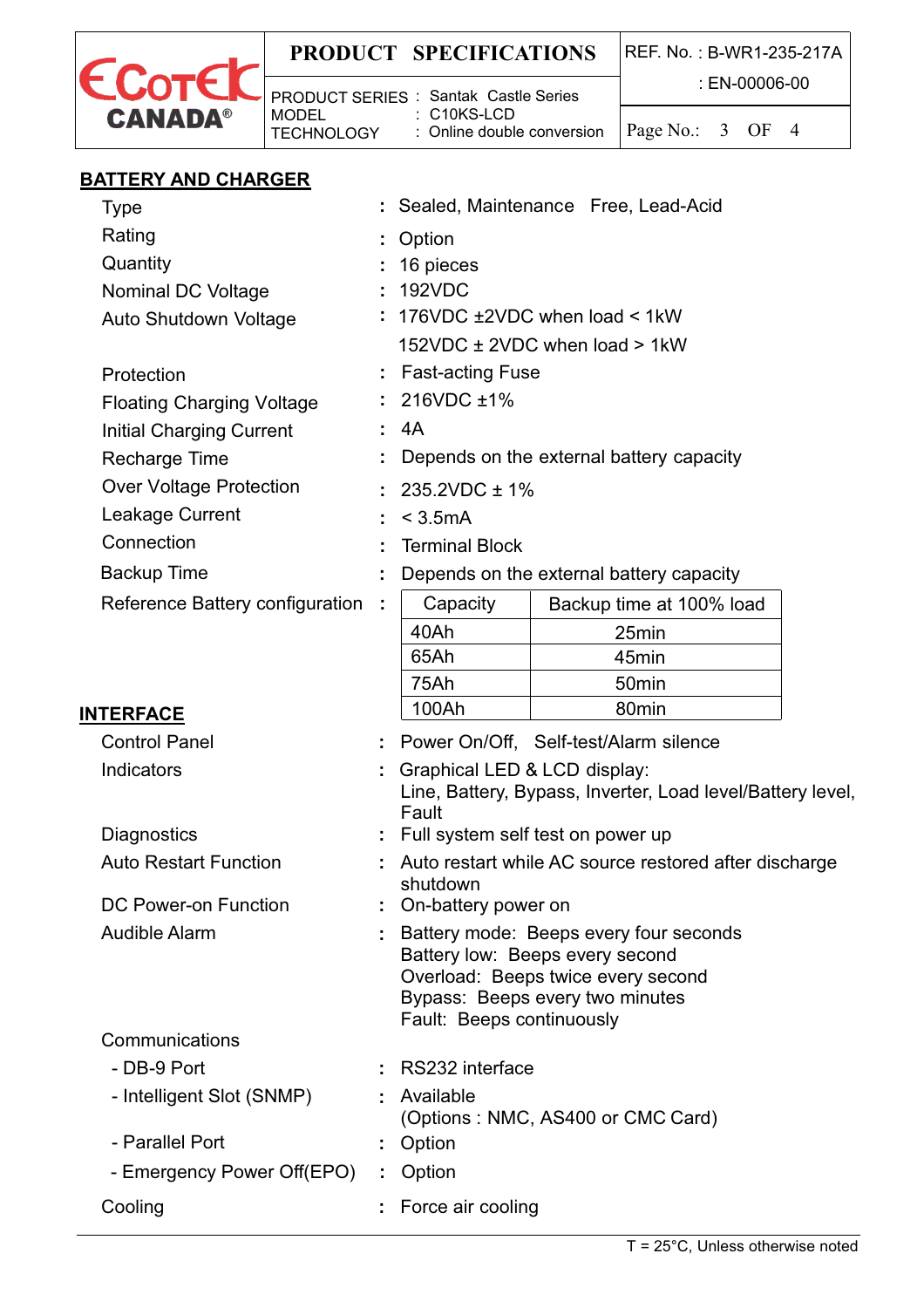| ECOTEK CANADA® | PRODUCT SPECIFICATIONS | REF. No. : B-WR1-235-217A : EN-00006-00 |
|---|---|---|
| | PRODUCT SERIES : Santak Castle Series<br>MODEL : C10KS-LCD<br>TECHNOLOGY : Online double conversion | |

## BATTERY AND CHARGER

Type : Sealed, Maintenance Free, Lead-Acid

Rating : Option

Quantity : 16 pieces

Nominal DC Voltage : 192VDC

Auto Shutdown Voltage : 176VDC ±2VDC when load < 1kW
152VDC ± 2VDC when load > 1kW

Protection : Fast-acting Fuse

Floating Charging Voltage : 216VDC ±1%

Initial Charging Current : 4A

Recharge Time : Depends on the external battery capacity

Over Voltage Protection : 235.2VDC ± 1%

Leakage Current : < 3.5mA

Connection : Terminal Block

Backup Time : Depends on the external battery capacity

Reference Battery configuration :

| Capacity | Backup time at 100% load |
|---|---|
| 40Ah | 25min |
| 65Ah | 45min |
| 75Ah | 50min |
| 100Ah | 80min |

## INTERFACE

Control Panel : Power On/Off, Self-test/Alarm silence

Indicators : Graphical LED & LCD display:
Line, Battery, Bypass, Inverter, Load level/Battery level, Fault

Diagnostics : Full system self test on power up

Auto Restart Function : Auto restart while AC source restored after discharge shutdown

DC Power-on Function : On-battery power on

Audible Alarm : Battery mode: Beeps every four seconds
Battery low: Beeps every second
Overload: Beeps twice every second
Bypass: Beeps every two minutes
Fault: Beeps continuously

Communications

- DB-9 Port : RS232 interface
- Intelligent Slot (SNMP) : Available
(Options : NMC, AS400 or CMC Card)
- Parallel Port : Option
- Emergency Power Off(EPO) : Option

Cooling : Force air cooling

T = 25°C, Unless otherwise noted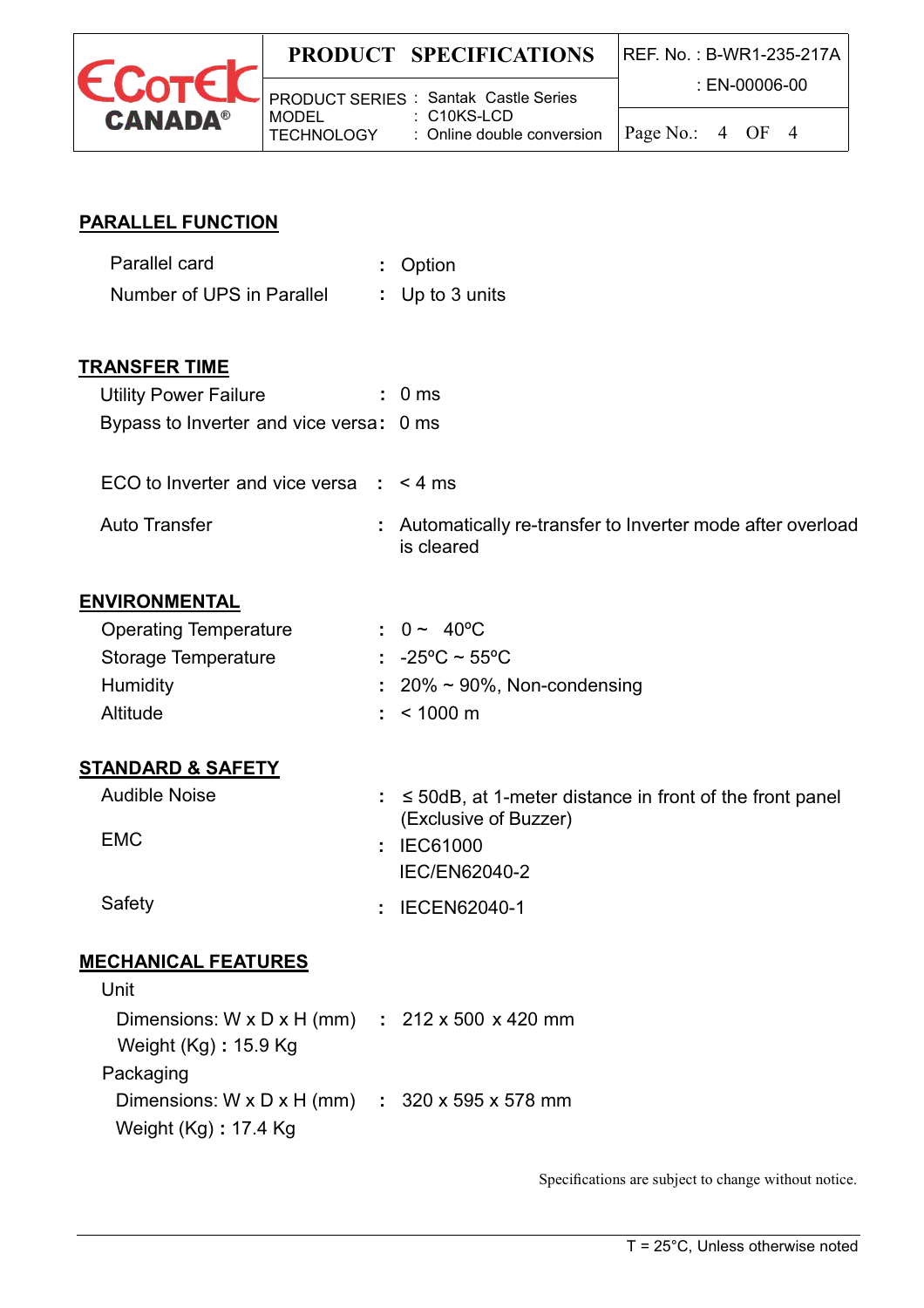## PARALLEL FUNCTION

| | | |
|---|---|---|
| Parallel card | : | Option |
| Number of UPS in Parallel | : | Up to 3 units |

## TRANSFER TIME

| | | |
|---|---|---|
| Utility Power Failure | : | 0 ms |
| Bypass to Inverter and vice versa | : | 0 ms |
| ECO to Inverter and vice versa | : | < 4 ms |
| Auto Transfer | : | Automatically re-transfer to Inverter mode after overload is cleared |

## ENVIRONMENTAL

| | | |
|---|---|---|
| Operating Temperature | : | 0 ~ 40ºC |
| Storage Temperature | : | -25ºC ~ 55ºC |
| Humidity | : | 20% ~ 90%, Non-condensing |
| Altitude | : | < 1000 m |

## STANDARD & SAFETY

| | | |
|---|---|---|
| Audible Noise | : | ≤ 50dB, at 1-meter distance in front of the front panel (Exclusive of Buzzer) |
| EMC | : | IEC61000<br>IEC/EN62040-2 |
| Safety | : | IECEN62040-1 |

## MECHANICAL FEATURES

Unit

| | | |
|---|---|---|
| Dimensions: W x D x H (mm) | : | 212 x 500 x 420 mm |
| Weight (Kg) | : | 15.9 Kg |

Packaging

| | | |
|---|---|---|
| Dimensions: W x D x H (mm) | : | 320 x 595 x 578 mm |
| Weight (Kg) | : | 17.4 Kg |

Specifications are subject to change without notice.

T = 25°C, Unless otherwise noted